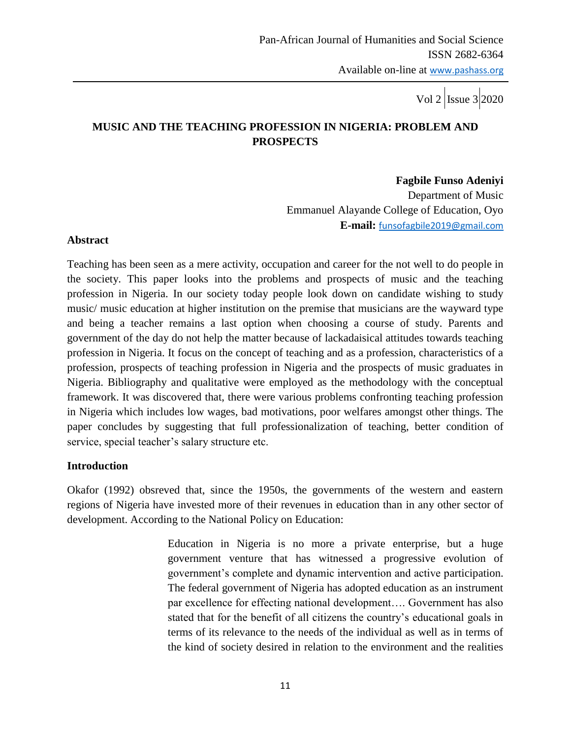# MUSIC AND THE TEACHING PROFESSION IN NIGERIA: PROBLEM AND PROSPECTS

**Fagbile Funso Adeniyi**
Department of Music
Emmanuel Alayande College of Education, Oyo
**E-mail:** funsofagbile2019@gmail.com

## Abstract

Teaching has been seen as a mere activity, occupation and career for the not well to do people in the society. This paper looks into the problems and prospects of music and the teaching profession in Nigeria. In our society today people look down on candidate wishing to study music/ music education at higher institution on the premise that musicians are the wayward type and being a teacher remains a last option when choosing a course of study. Parents and government of the day do not help the matter because of lackadaisical attitudes towards teaching profession in Nigeria. It focus on the concept of teaching and as a profession, characteristics of a profession, prospects of teaching profession in Nigeria and the prospects of music graduates in Nigeria. Bibliography and qualitative were employed as the methodology with the conceptual framework. It was discovered that, there were various problems confronting teaching profession in Nigeria which includes low wages, bad motivations, poor welfares amongst other things. The paper concludes by suggesting that full professionalization of teaching, better condition of service, special teacher's salary structure etc.

## Introduction

Okafor (1992) obsreved that, since the 1950s, the governments of the western and eastern regions of Nigeria have invested more of their revenues in education than in any other sector of development. According to the National Policy on Education:

> Education in Nigeria is no more a private enterprise, but a huge government venture that has witnessed a progressive evolution of government's complete and dynamic intervention and active participation. The federal government of Nigeria has adopted education as an instrument par excellence for effecting national development…. Government has also stated that for the benefit of all citizens the country's educational goals in terms of its relevance to the needs of the individual as well as in terms of the kind of society desired in relation to the environment and the realities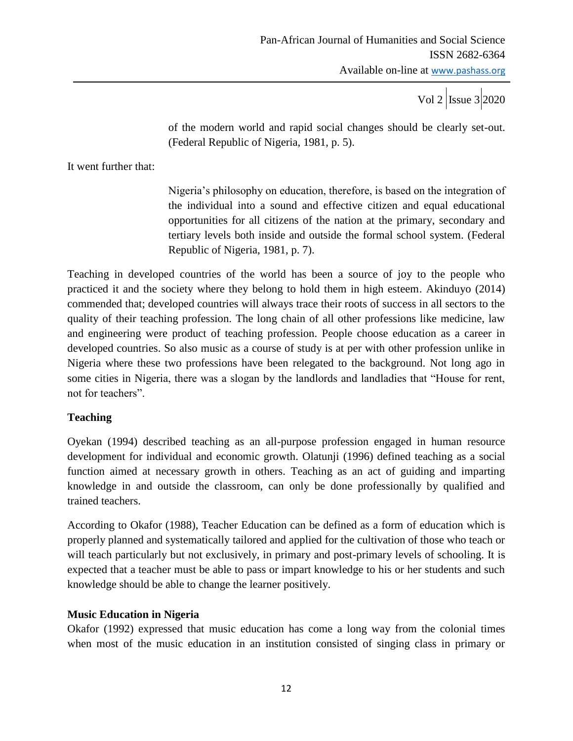> of the modern world and rapid social changes should be clearly set-out. (Federal Republic of Nigeria, 1981, p. 5).

It went further that:

> Nigeria's philosophy on education, therefore, is based on the integration of the individual into a sound and effective citizen and equal educational opportunities for all citizens of the nation at the primary, secondary and tertiary levels both inside and outside the formal school system. (Federal Republic of Nigeria, 1981, p. 7).

Teaching in developed countries of the world has been a source of joy to the people who practiced it and the society where they belong to hold them in high esteem. Akinduyo (2014) commended that; developed countries will always trace their roots of success in all sectors to the quality of their teaching profession. The long chain of all other professions like medicine, law and engineering were product of teaching profession. People choose education as a career in developed countries. So also music as a course of study is at per with other profession unlike in Nigeria where these two professions have been relegated to the background. Not long ago in some cities in Nigeria, there was a slogan by the landlords and landladies that "House for rent, not for teachers".

**Teaching**

Oyekan (1994) described teaching as an all-purpose profession engaged in human resource development for individual and economic growth. Olatunji (1996) defined teaching as a social function aimed at necessary growth in others. Teaching as an act of guiding and imparting knowledge in and outside the classroom, can only be done professionally by qualified and trained teachers.

According to Okafor (1988), Teacher Education can be defined as a form of education which is properly planned and systematically tailored and applied for the cultivation of those who teach or will teach particularly but not exclusively, in primary and post-primary levels of schooling. It is expected that a teacher must be able to pass or impart knowledge to his or her students and such knowledge should be able to change the learner positively.

**Music Education in Nigeria**

Okafor (1992) expressed that music education has come a long way from the colonial times when most of the music education in an institution consisted of singing class in primary or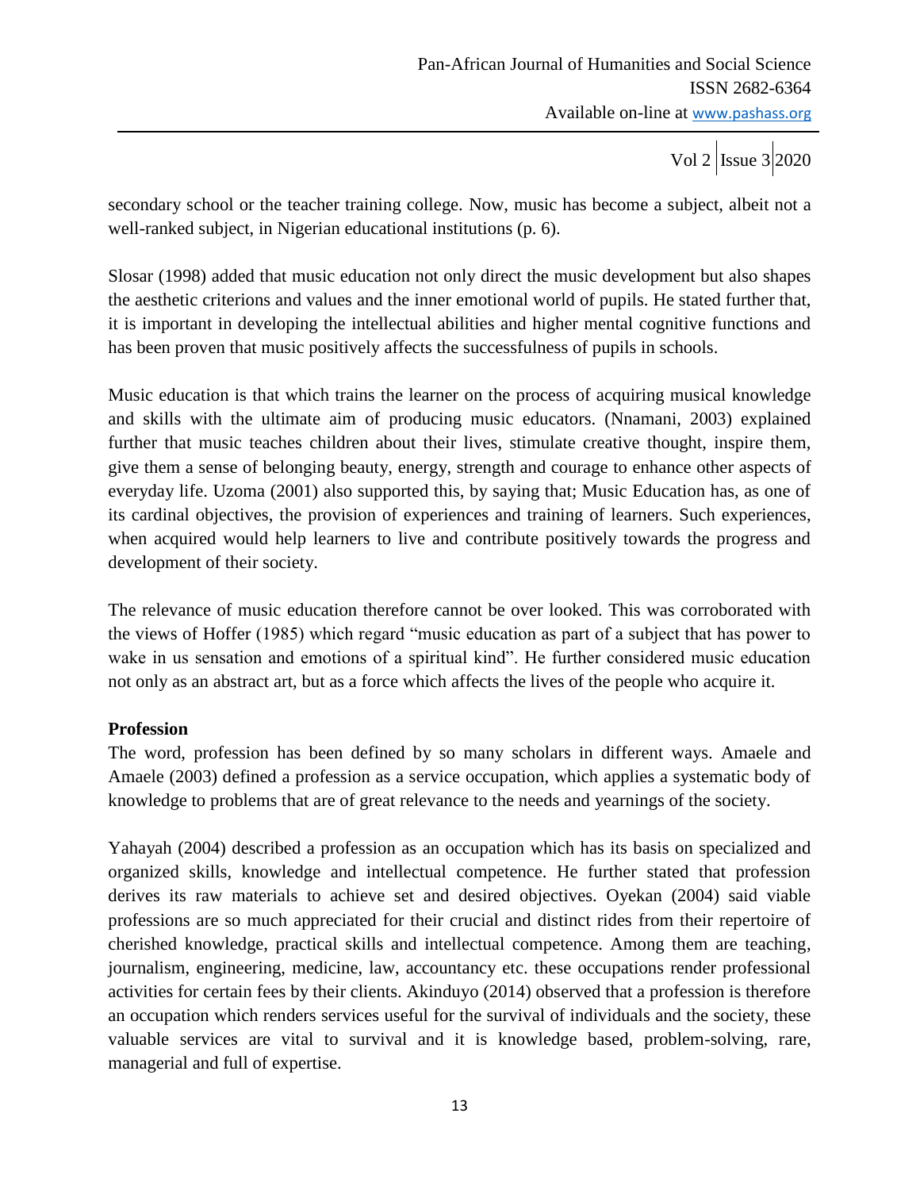secondary school or the teacher training college. Now, music has become a subject, albeit not a well-ranked subject, in Nigerian educational institutions (p. 6).

Slosar (1998) added that music education not only direct the music development but also shapes the aesthetic criterions and values and the inner emotional world of pupils. He stated further that, it is important in developing the intellectual abilities and higher mental cognitive functions and has been proven that music positively affects the successfulness of pupils in schools.

Music education is that which trains the learner on the process of acquiring musical knowledge and skills with the ultimate aim of producing music educators. (Nnamani, 2003) explained further that music teaches children about their lives, stimulate creative thought, inspire them, give them a sense of belonging beauty, energy, strength and courage to enhance other aspects of everyday life. Uzoma (2001) also supported this, by saying that; Music Education has, as one of its cardinal objectives, the provision of experiences and training of learners. Such experiences, when acquired would help learners to live and contribute positively towards the progress and development of their society.

The relevance of music education therefore cannot be over looked. This was corroborated with the views of Hoffer (1985) which regard "music education as part of a subject that has power to wake in us sensation and emotions of a spiritual kind". He further considered music education not only as an abstract art, but as a force which affects the lives of the people who acquire it.

**Profession**

The word, profession has been defined by so many scholars in different ways. Amaele and Amaele (2003) defined a profession as a service occupation, which applies a systematic body of knowledge to problems that are of great relevance to the needs and yearnings of the society.

Yahayah (2004) described a profession as an occupation which has its basis on specialized and organized skills, knowledge and intellectual competence. He further stated that profession derives its raw materials to achieve set and desired objectives. Oyekan (2004) said viable professions are so much appreciated for their crucial and distinct rides from their repertoire of cherished knowledge, practical skills and intellectual competence. Among them are teaching, journalism, engineering, medicine, law, accountancy etc. these occupations render professional activities for certain fees by their clients. Akinduyo (2014) observed that a profession is therefore an occupation which renders services useful for the survival of individuals and the society, these valuable services are vital to survival and it is knowledge based, problem-solving, rare, managerial and full of expertise.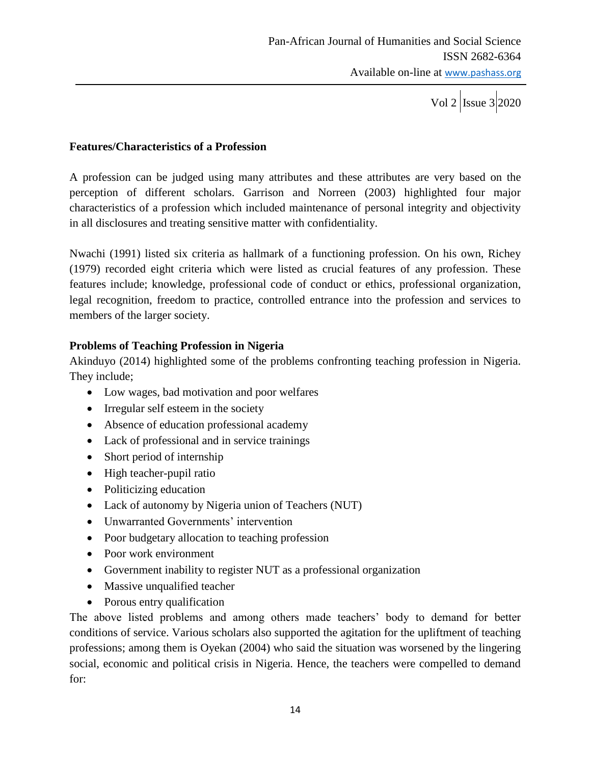**Features/Characteristics of a Profession**

A profession can be judged using many attributes and these attributes are very based on the perception of different scholars. Garrison and Norreen (2003) highlighted four major characteristics of a profession which included maintenance of personal integrity and objectivity in all disclosures and treating sensitive matter with confidentiality.

Nwachi (1991) listed six criteria as hallmark of a functioning profession. On his own, Richey (1979) recorded eight criteria which were listed as crucial features of any profession. These features include; knowledge, professional code of conduct or ethics, professional organization, legal recognition, freedom to practice, controlled entrance into the profession and services to members of the larger society.

**Problems of Teaching Profession in Nigeria**

Akinduyo (2014) highlighted some of the problems confronting teaching profession in Nigeria. They include;

- Low wages, bad motivation and poor welfares
- Irregular self esteem in the society
- Absence of education professional academy
- Lack of professional and in service trainings
- Short period of internship
- High teacher-pupil ratio
- Politicizing education
- Lack of autonomy by Nigeria union of Teachers (NUT)
- Unwarranted Governments' intervention
- Poor budgetary allocation to teaching profession
- Poor work environment
- Government inability to register NUT as a professional organization
- Massive unqualified teacher
- Porous entry qualification

The above listed problems and among others made teachers' body to demand for better conditions of service. Various scholars also supported the agitation for the upliftment of teaching professions; among them is Oyekan (2004) who said the situation was worsened by the lingering social, economic and political crisis in Nigeria. Hence, the teachers were compelled to demand for: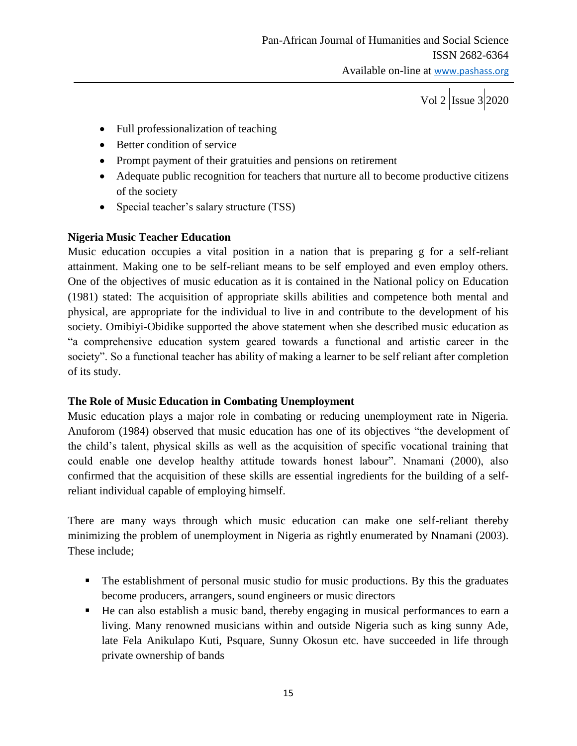- Full professionalization of teaching
- Better condition of service
- Prompt payment of their gratuities and pensions on retirement
- Adequate public recognition for teachers that nurture all to become productive citizens of the society
- Special teacher's salary structure (TSS)

**Nigeria Music Teacher Education**

Music education occupies a vital position in a nation that is preparing g for a self-reliant attainment. Making one to be self-reliant means to be self employed and even employ others. One of the objectives of music education as it is contained in the National policy on Education (1981) stated: The acquisition of appropriate skills abilities and competence both mental and physical, are appropriate for the individual to live in and contribute to the development of his society. Omibiyi-Obidike supported the above statement when she described music education as "a comprehensive education system geared towards a functional and artistic career in the society". So a functional teacher has ability of making a learner to be self reliant after completion of its study.

**The Role of Music Education in Combating Unemployment**

Music education plays a major role in combating or reducing unemployment rate in Nigeria. Anuforom (1984) observed that music education has one of its objectives "the development of the child's talent, physical skills as well as the acquisition of specific vocational training that could enable one develop healthy attitude towards honest labour". Nnamani (2000), also confirmed that the acquisition of these skills are essential ingredients for the building of a self-reliant individual capable of employing himself.

There are many ways through which music education can make one self-reliant thereby minimizing the problem of unemployment in Nigeria as rightly enumerated by Nnamani (2003). These include;

- The establishment of personal music studio for music productions. By this the graduates become producers, arrangers, sound engineers or music directors
- He can also establish a music band, thereby engaging in musical performances to earn a living. Many renowned musicians within and outside Nigeria such as king sunny Ade, late Fela Anikulapo Kuti, Psquare, Sunny Okosun etc. have succeeded in life through private ownership of bands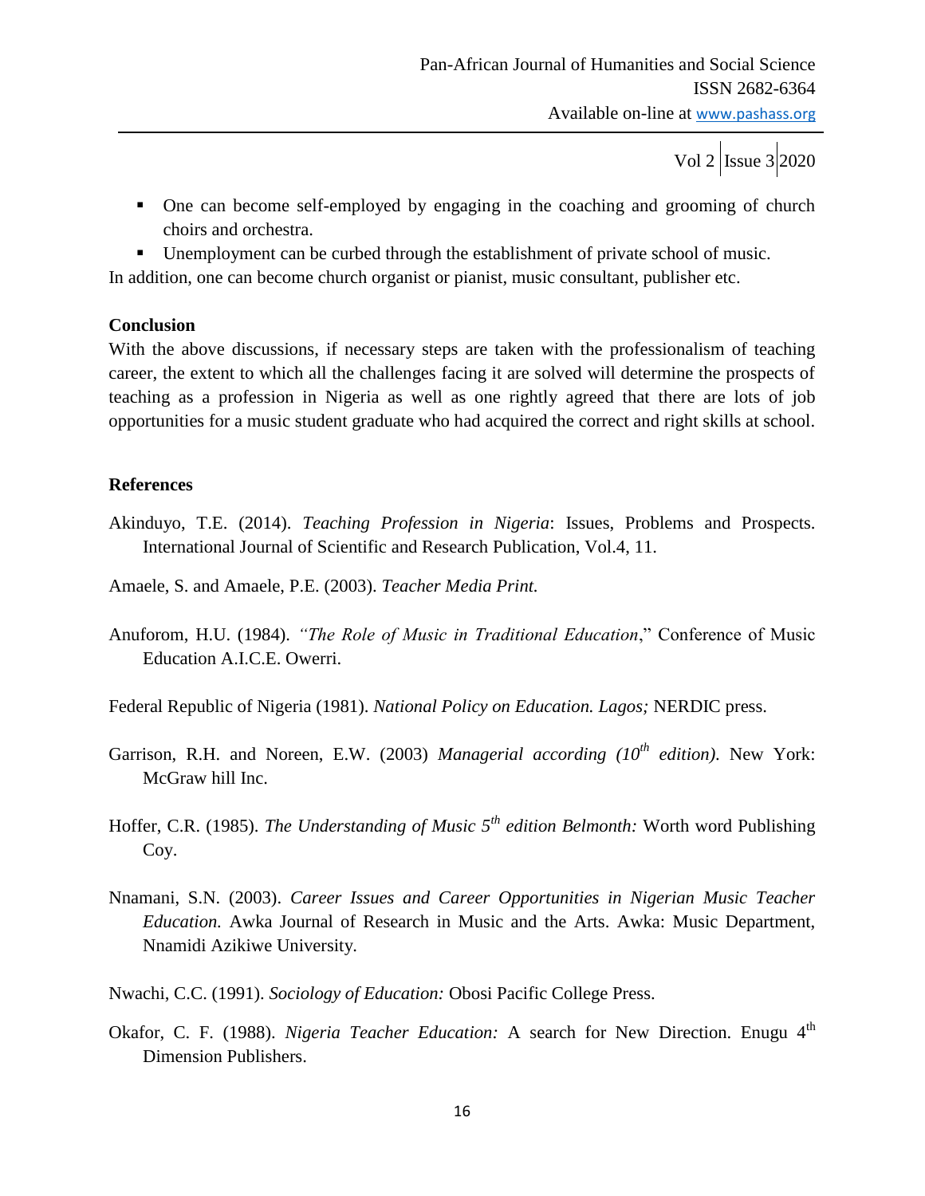- One can become self-employed by engaging in the coaching and grooming of church choirs and orchestra.
- Unemployment can be curbed through the establishment of private school of music.

In addition, one can become church organist or pianist, music consultant, publisher etc.

**Conclusion**

With the above discussions, if necessary steps are taken with the professionalism of teaching career, the extent to which all the challenges facing it are solved will determine the prospects of teaching as a profession in Nigeria as well as one rightly agreed that there are lots of job opportunities for a music student graduate who had acquired the correct and right skills at school.

**References**

Akinduyo, T.E. (2014). *Teaching Profession in Nigeria*: Issues, Problems and Prospects. International Journal of Scientific and Research Publication, Vol.4, 11.

Amaele, S. and Amaele, P.E. (2003). *Teacher Media Print.*

Anuforom, H.U. (1984). *"The Role of Music in Traditional Education*," Conference of Music Education A.I.C.E. Owerri.

Federal Republic of Nigeria (1981). *National Policy on Education. Lagos;* NERDIC press.

Garrison, R.H. and Noreen, E.W. (2003) *Managerial according (10th edition).* New York: McGraw hill Inc.

Hoffer, C.R. (1985). *The Understanding of Music 5th edition Belmonth:* Worth word Publishing Coy.

Nnamani, S.N. (2003). *Career Issues and Career Opportunities in Nigerian Music Teacher Education.* Awka Journal of Research in Music and the Arts. Awka: Music Department, Nnamidi Azikiwe University.

Nwachi, C.C. (1991). *Sociology of Education:* Obosi Pacific College Press.

Okafor, C. F. (1988). *Nigeria Teacher Education:* A search for New Direction. Enugu 4th Dimension Publishers.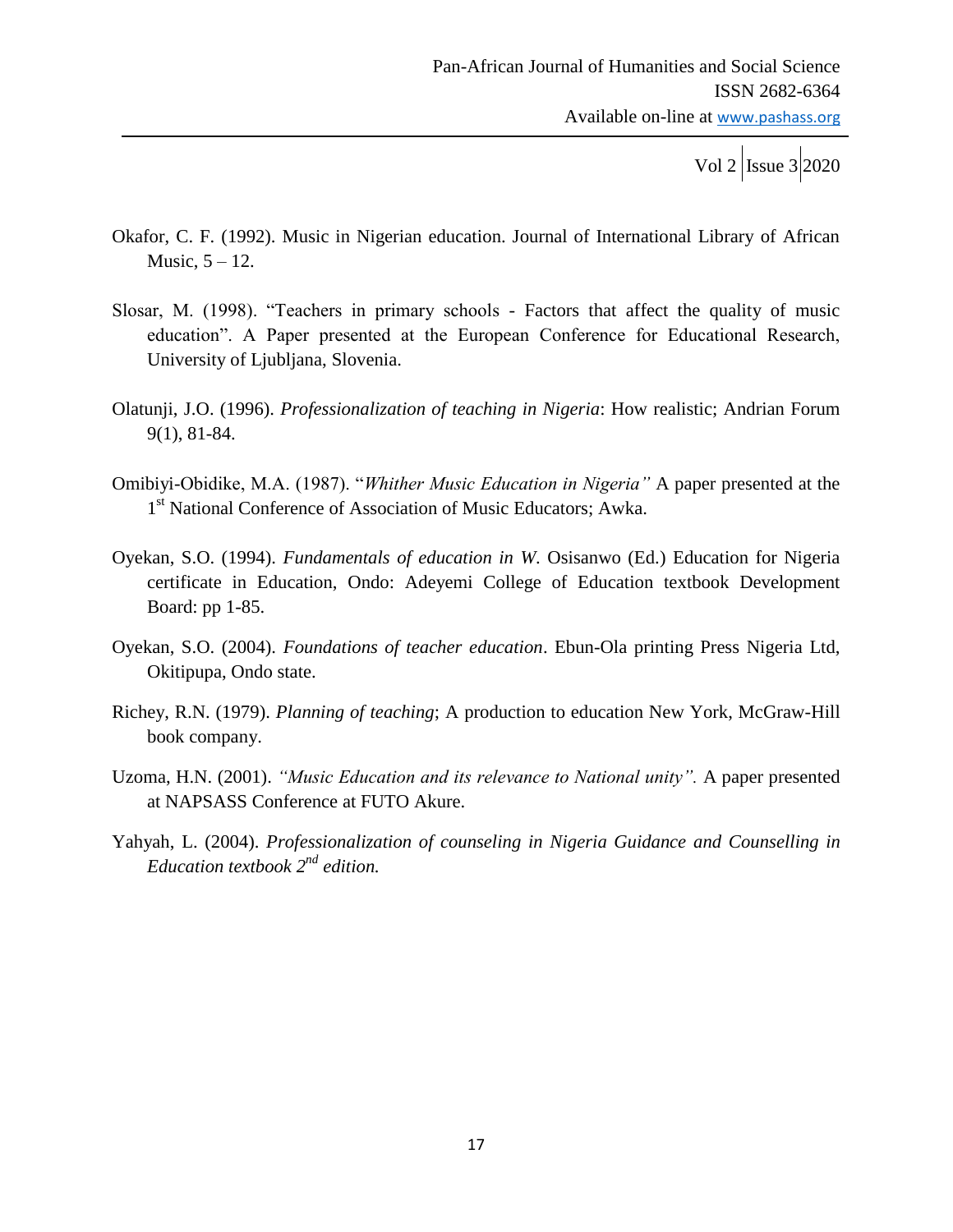Okafor, C. F. (1992). Music in Nigerian education. Journal of International Library of African Music, 5 – 12.

Slosar, M. (1998). "Teachers in primary schools - Factors that affect the quality of music education". A Paper presented at the European Conference for Educational Research, University of Ljubljana, Slovenia.

Olatunji, J.O. (1996). *Professionalization of teaching in Nigeria*: How realistic; Andrian Forum 9(1), 81-84.

Omibiyi-Obidike, M.A. (1987). "*Whither Music Education in Nigeria"* A paper presented at the 1st National Conference of Association of Music Educators; Awka.

Oyekan, S.O. (1994). *Fundamentals of education in W*. Osisanwo (Ed.) Education for Nigeria certificate in Education, Ondo: Adeyemi College of Education textbook Development Board: pp 1-85.

Oyekan, S.O. (2004). *Foundations of teacher education*. Ebun-Ola printing Press Nigeria Ltd, Okitipupa, Ondo state.

Richey, R.N. (1979). *Planning of teaching*; A production to education New York, McGraw-Hill book company.

Uzoma, H.N. (2001). *"Music Education and its relevance to National unity".* A paper presented at NAPSASS Conference at FUTO Akure.

Yahyah, L. (2004). *Professionalization of counseling in Nigeria Guidance and Counselling in Education textbook 2nd edition.*